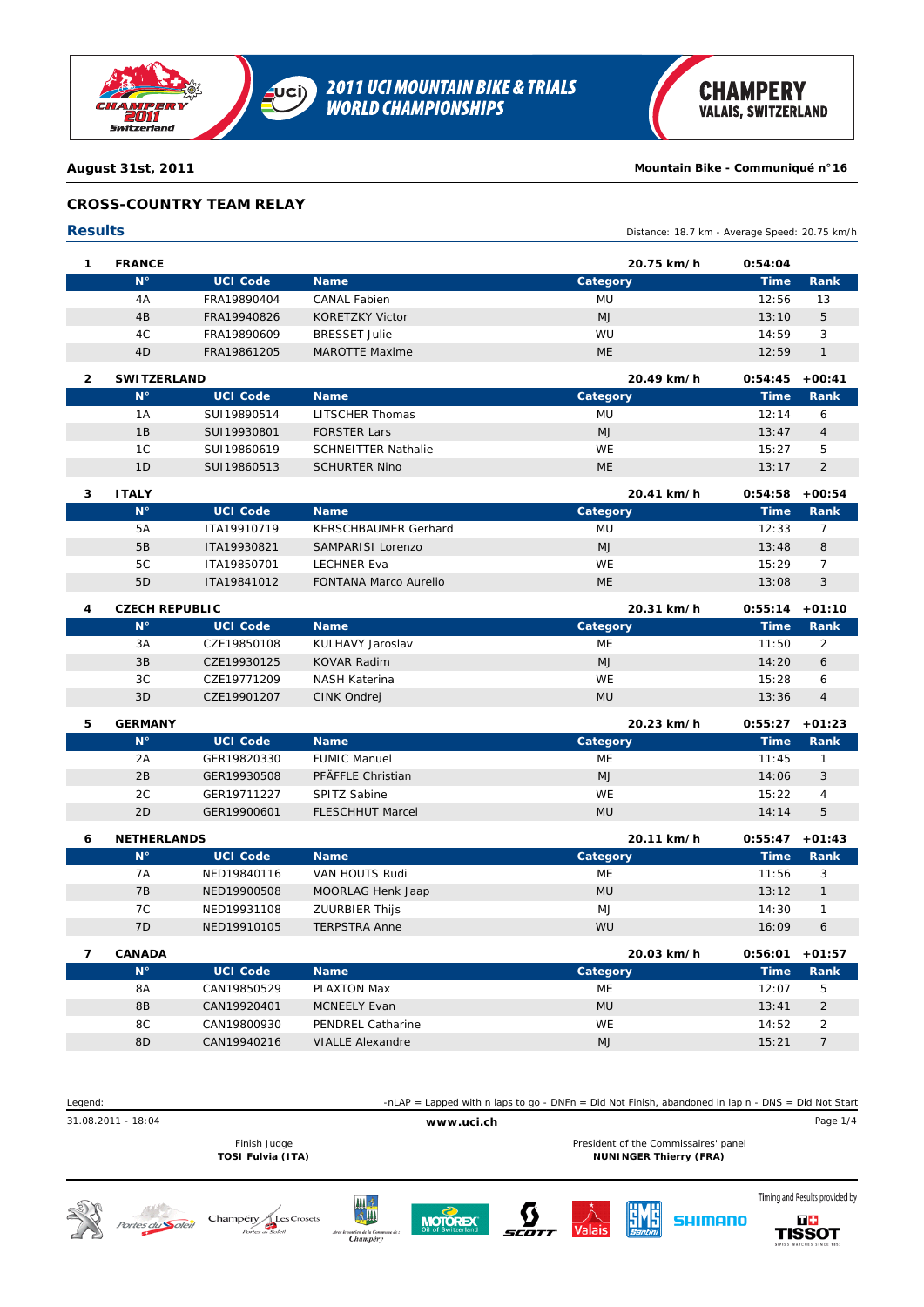# 2011 UCI MOUNTAIN BIKE & TRIALS WORLD CHAMPIONSHIPS

CHAMPERY VALAIS, SWITZERLAND

**August 31st, 2011** — **Mountain Bike - Communiqué n°16**

## CROSS-COUNTRY TEAM RELAY

### Results

Distance: 18.7 km - Average Speed: 20.75 km/h

**1 FRANCE** — 20.75 km/h — 0:54:04

| N° | UCI Code | Name | Category | Time | Rank |
|---|---|---|---|---|---|
| 4A | FRA19890404 | CANAL Fabien | MU | 12:56 | 13 |
| 4B | FRA19940826 | KORETZKY Victor | MJ | 13:10 | 5 |
| 4C | FRA19890609 | BRESSET Julie | WU | 14:59 | 3 |
| 4D | FRA19861205 | MAROTTE Maxime | ME | 12:59 | 1 |

**2 SWITZERLAND** — 20.49 km/h — 0:54:45 +00:41

| N° | UCI Code | Name | Category | Time | Rank |
|---|---|---|---|---|---|
| 1A | SUI19890514 | LITSCHER Thomas | MU | 12:14 | 6 |
| 1B | SUI19930801 | FORSTER Lars | MJ | 13:47 | 4 |
| 1C | SUI19860619 | SCHNEITTER Nathalie | WE | 15:27 | 5 |
| 1D | SUI19860513 | SCHURTER Nino | ME | 13:17 | 2 |

**3 ITALY** — 20.41 km/h — 0:54:58 +00:54

| N° | UCI Code | Name | Category | Time | Rank |
|---|---|---|---|---|---|
| 5A | ITA19910719 | KERSCHBAUMER Gerhard | MU | 12:33 | 7 |
| 5B | ITA19930821 | SAMPARISI Lorenzo | MJ | 13:48 | 8 |
| 5C | ITA19850701 | LECHNER Eva | WE | 15:29 | 7 |
| 5D | ITA19841012 | FONTANA Marco Aurelio | ME | 13:08 | 3 |

**4 CZECH REPUBLIC** — 20.31 km/h — 0:55:14 +01:10

| N° | UCI Code | Name | Category | Time | Rank |
|---|---|---|---|---|---|
| 3A | CZE19850108 | KULHAVY Jaroslav | ME | 11:50 | 2 |
| 3B | CZE19930125 | KOVAR Radim | MJ | 14:20 | 6 |
| 3C | CZE19771209 | NASH Katerina | WE | 15:28 | 6 |
| 3D | CZE19901207 | CINK Ondrej | MU | 13:36 | 4 |

**5 GERMANY** — 20.23 km/h — 0:55:27 +01:23

| N° | UCI Code | Name | Category | Time | Rank |
|---|---|---|---|---|---|
| 2A | GER19820330 | FUMIC Manuel | ME | 11:45 | 1 |
| 2B | GER19930508 | PFÄFFLE Christian | MJ | 14:06 | 3 |
| 2C | GER19711227 | SPITZ Sabine | WE | 15:22 | 4 |
| 2D | GER19900601 | FLESCHHUT Marcel | MU | 14:14 | 5 |

**6 NETHERLANDS** — 20.11 km/h — 0:55:47 +01:43

| N° | UCI Code | Name | Category | Time | Rank |
|---|---|---|---|---|---|
| 7A | NED19840116 | VAN HOUTS Rudi | ME | 11:56 | 3 |
| 7B | NED19900508 | MOORLAG Henk Jaap | MU | 13:12 | 1 |
| 7C | NED19931108 | ZUURBIER Thijs | MJ | 14:30 | 1 |
| 7D | NED19910105 | TERPSTRA Anne | WU | 16:09 | 6 |

**7 CANADA** — 20.03 km/h — 0:56:01 +01:57

| N° | UCI Code | Name | Category | Time | Rank |
|---|---|---|---|---|---|
| 8A | CAN19850529 | PLAXTON Max | ME | 12:07 | 5 |
| 8B | CAN19920401 | MCNEELY Evan | MU | 13:41 | 2 |
| 8C | CAN19800930 | PENDREL Catharine | WE | 14:52 | 2 |
| 8D | CAN19940216 | VIALLE Alexandre | MJ | 15:21 | 7 |

Legend: -nLAP = Lapped with n laps to go - DNFn = Did Not Finish, abandoned in lap n - DNS = Did Not Start

31.08.2011 - 18:04 — www.uci.ch

Finish Judge **TOSI Fulvia (ITA)**

President of the Commissaires' panel **NUNINGER Thierry (FRA)**

Timing and Results provided by TISSOT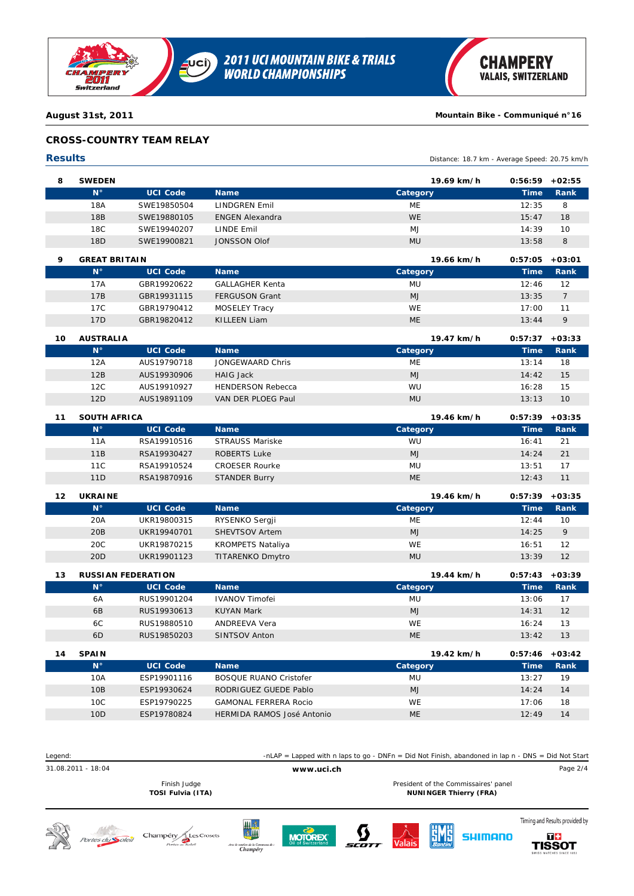August 31st, 2011 — Mountain Bike - Communiqué n°16

## CROSS-COUNTRY TEAM RELAY

### Results

Distance: 18.7 km - Average Speed: 20.75 km/h

**8 SWEDEN** — 19.69 km/h — 0:56:59 +02:55

| N° | UCI Code | Name | Category | Time | Rank |
|---|---|---|---|---|---|
| 18A | SWE19850504 | LINDGREN Emil | ME | 12:35 | 8 |
| 18B | SWE19880105 | ENGEN Alexandra | WE | 15:47 | 18 |
| 18C | SWE19940207 | LINDE Emil | MJ | 14:39 | 10 |
| 18D | SWE19900821 | JONSSON Olof | MU | 13:58 | 8 |

**9 GREAT BRITAIN** — 19.66 km/h — 0:57:05 +03:01

| N° | UCI Code | Name | Category | Time | Rank |
|---|---|---|---|---|---|
| 17A | GBR19920622 | GALLAGHER Kenta | MU | 12:46 | 12 |
| 17B | GBR19931115 | FERGUSON Grant | MJ | 13:35 | 7 |
| 17C | GBR19790412 | MOSELEY Tracy | WE | 17:00 | 11 |
| 17D | GBR19820412 | KILLEEN Liam | ME | 13:44 | 9 |

**10 AUSTRALIA** — 19.47 km/h — 0:57:37 +03:33

| N° | UCI Code | Name | Category | Time | Rank |
|---|---|---|---|---|---|
| 12A | AUS19790718 | JONGEWAARD Chris | ME | 13:14 | 18 |
| 12B | AUS19930906 | HAIG Jack | MJ | 14:42 | 15 |
| 12C | AUS19910927 | HENDERSON Rebecca | WU | 16:28 | 15 |
| 12D | AUS19891109 | VAN DER PLOEG Paul | MU | 13:13 | 10 |

**11 SOUTH AFRICA** — 19.46 km/h — 0:57:39 +03:35

| N° | UCI Code | Name | Category | Time | Rank |
|---|---|---|---|---|---|
| 11A | RSA19910516 | STRAUSS Mariske | WU | 16:41 | 21 |
| 11B | RSA19930427 | ROBERTS Luke | MJ | 14:24 | 21 |
| 11C | RSA19910524 | CROESER Rourke | MU | 13:51 | 17 |
| 11D | RSA19870916 | STANDER Burry | ME | 12:43 | 11 |

**12 UKRAINE** — 19.46 km/h — 0:57:39 +03:35

| N° | UCI Code | Name | Category | Time | Rank |
|---|---|---|---|---|---|
| 20A | UKR19800315 | RYSENKO Sergji | ME | 12:44 | 10 |
| 20B | UKR19940701 | SHEVTSOV Artem | MJ | 14:25 | 9 |
| 20C | UKR19870215 | KROMPETS Nataliya | WE | 16:51 | 12 |
| 20D | UKR19901123 | TITARENKO Dmytro | MU | 13:39 | 12 |

**13 RUSSIAN FEDERATION** — 19.44 km/h — 0:57:43 +03:39

| N° | UCI Code | Name | Category | Time | Rank |
|---|---|---|---|---|---|
| 6A | RUS19901204 | IVANOV Timofei | MU | 13:06 | 17 |
| 6B | RUS19930613 | KUYAN Mark | MJ | 14:31 | 12 |
| 6C | RUS19880510 | ANDREEVA Vera | WE | 16:24 | 13 |
| 6D | RUS19850203 | SINTSOV Anton | ME | 13:42 | 13 |

**14 SPAIN** — 19.42 km/h — 0:57:46 +03:42

| N° | UCI Code | Name | Category | Time | Rank |
|---|---|---|---|---|---|
| 10A | ESP19901116 | BOSQUE RUANO Cristofer | MU | 13:27 | 19 |
| 10B | ESP19930624 | RODRIGUEZ GUEDE Pablo | MJ | 14:24 | 14 |
| 10C | ESP19790225 | GAMONAL FERRERA Rocio | WE | 17:06 | 18 |
| 10D | ESP19780824 | HERMIDA RAMOS José Antonio | ME | 12:49 | 14 |

Legend: -nLAP = Lapped with n laps to go - DNFn = Did Not Finish, abandoned in lap n - DNS = Did Not Start

31.08.2011 - 18:04

Finish Judge
**TOSI Fulvia (ITA)**

President of the Commissaires' panel
**NUNINGER Thierry (FRA)**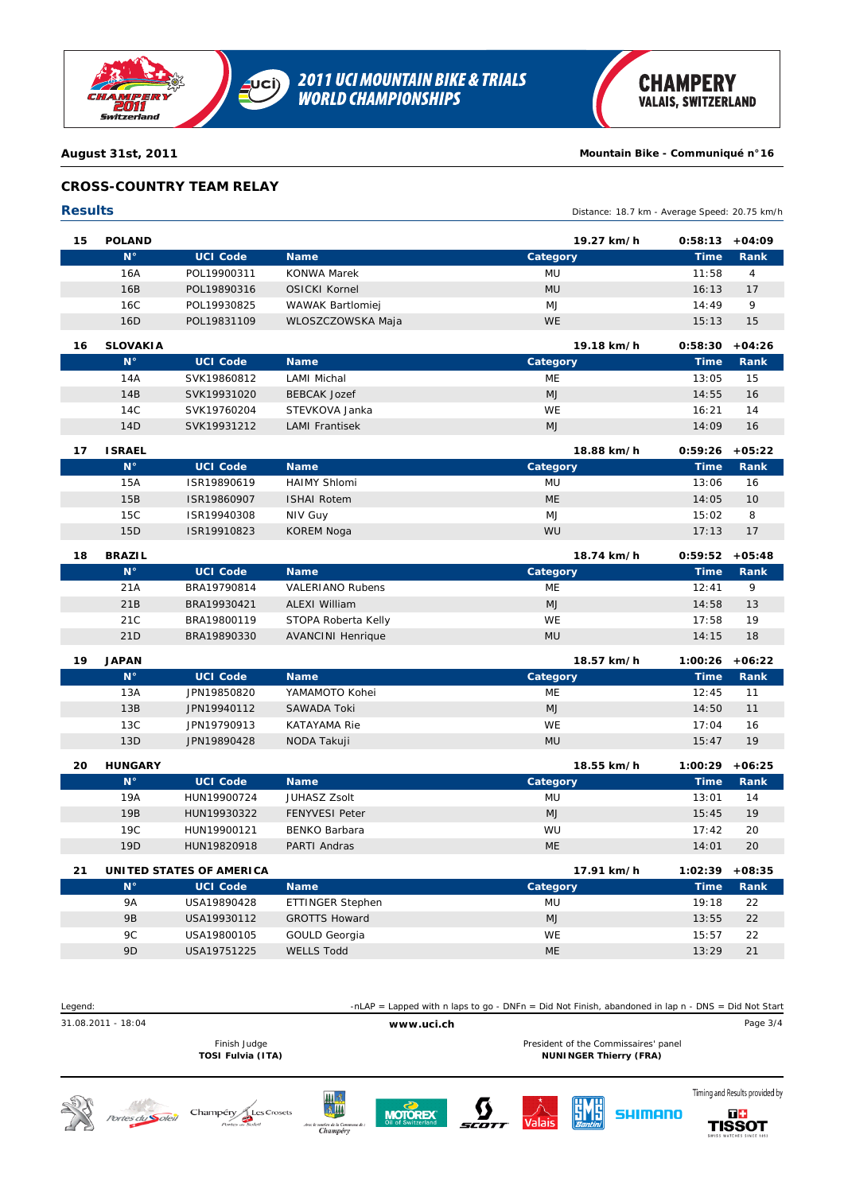**August 31st, 2011** | **Mountain Bike - Communiqué n°16**

## CROSS-COUNTRY TEAM RELAY

### Results

Distance: 18.7 km - Average Speed: 20.75 km/h

**15 POLAND** — 19.27 km/h — 0:58:13 — +04:09

| N° | UCI Code | Name | Category | Time | Rank |
|---|---|---|---|---|---|
| 16A | POL19900311 | KONWA Marek | MU | 11:58 | 4 |
| 16B | POL19890316 | OSICKI Kornel | MU | 16:13 | 17 |
| 16C | POL19930825 | WAWAK Bartlomiej | MJ | 14:49 | 9 |
| 16D | POL19831109 | WLOSZCZOWSKA Maja | WE | 15:13 | 15 |

**16 SLOVAKIA** — 19.18 km/h — 0:58:30 — +04:26

| N° | UCI Code | Name | Category | Time | Rank |
|---|---|---|---|---|---|
| 14A | SVK19860812 | LAMI Michal | ME | 13:05 | 15 |
| 14B | SVK19931020 | BEBCAK Jozef | MJ | 14:55 | 16 |
| 14C | SVK19760204 | STEVKOVA Janka | WE | 16:21 | 14 |
| 14D | SVK19931212 | LAMI Frantisek | MJ | 14:09 | 16 |

**17 ISRAEL** — 18.88 km/h — 0:59:26 — +05:22

| N° | UCI Code | Name | Category | Time | Rank |
|---|---|---|---|---|---|
| 15A | ISR19890619 | HAIMY Shlomi | MU | 13:06 | 16 |
| 15B | ISR19860907 | ISHAI Rotem | ME | 14:05 | 10 |
| 15C | ISR19940308 | NIV Guy | MJ | 15:02 | 8 |
| 15D | ISR19910823 | KOREM Noga | WU | 17:13 | 17 |

**18 BRAZIL** — 18.74 km/h — 0:59:52 — +05:48

| N° | UCI Code | Name | Category | Time | Rank |
|---|---|---|---|---|---|
| 21A | BRA19790814 | VALERIANO Rubens | ME | 12:41 | 9 |
| 21B | BRA19930421 | ALEXI William | MJ | 14:58 | 13 |
| 21C | BRA19800119 | STOPA Roberta Kelly | WE | 17:58 | 19 |
| 21D | BRA19890330 | AVANCINI Henrique | MU | 14:15 | 18 |

**19 JAPAN** — 18.57 km/h — 1:00:26 — +06:22

| N° | UCI Code | Name | Category | Time | Rank |
|---|---|---|---|---|---|
| 13A | JPN19850820 | YAMAMOTO Kohei | ME | 12:45 | 11 |
| 13B | JPN19940112 | SAWADA Toki | MJ | 14:50 | 11 |
| 13C | JPN19790913 | KATAYAMA Rie | WE | 17:04 | 16 |
| 13D | JPN19890428 | NODA Takuji | MU | 15:47 | 19 |

**20 HUNGARY** — 18.55 km/h — 1:00:29 — +06:25

| N° | UCI Code | Name | Category | Time | Rank |
|---|---|---|---|---|---|
| 19A | HUN19900724 | JUHASZ Zsolt | MU | 13:01 | 14 |
| 19B | HUN19930322 | FENYVESI Peter | MJ | 15:45 | 19 |
| 19C | HUN19900121 | BENKO Barbara | WU | 17:42 | 20 |
| 19D | HUN19820918 | PARTI Andras | ME | 14:01 | 20 |

**21 UNITED STATES OF AMERICA** — 17.91 km/h — 1:02:39 — +08:35

| N° | UCI Code | Name | Category | Time | Rank |
|---|---|---|---|---|---|
| 9A | USA19890428 | ETTINGER Stephen | MU | 19:18 | 22 |
| 9B | USA19930112 | GROTTS Howard | MJ | 13:55 | 22 |
| 9C | USA19800105 | GOULD Georgia | WE | 15:57 | 22 |
| 9D | USA19751225 | WELLS Todd | ME | 13:29 | 21 |

Legend: -nLAP = Lapped with n laps to go - DNFn = Did Not Finish, abandoned in lap n - DNS = Did Not Start

31.08.2011 - 18:04

Finish Judge
**TOSI Fulvia (ITA)**

President of the Commissaires' panel
**NUNINGER Thierry (FRA)**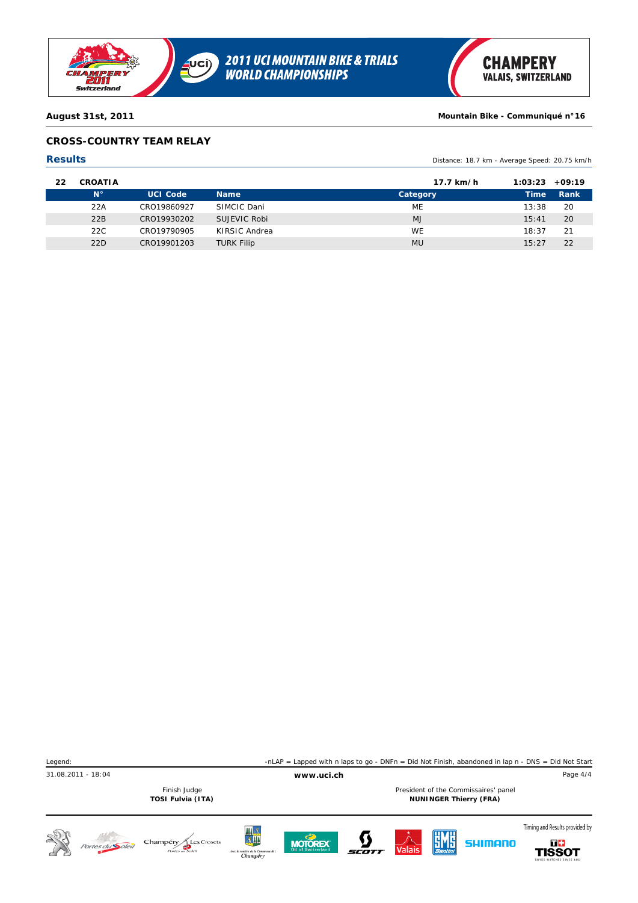**August 31st, 2011** | **Mountain Bike - Communiqué n°16**

## CROSS-COUNTRY TEAM RELAY

### Results

Distance: 18.7 km - Average Speed: 20.75 km/h

| | | | | | | |
|---|---|---|---|---|---|---|
| **22** | **CROATIA** | | | **17.7 km/h** | **1:03:23** | **+09:19** |
| | **N°** | **UCI Code** | **Name** | **Category** | **Time** | **Rank** |
| | 22A | CRO19860927 | SIMCIC Dani | ME | 13:38 | 20 |
| | 22B | CRO19930202 | SUJEVIC Robi | MJ | 15:41 | 20 |
| | 22C | CRO19790905 | KIRSIC Andrea | WE | 18:37 | 21 |
| | 22D | CRO19901203 | TURK Filip | MU | 15:27 | 22 |

Legend: -nLAP = Lapped with n laps to go - DNFn = Did Not Finish, abandoned in lap n - DNS = Did Not Start

31.08.2011 - 18:04

**www.uci.ch**

Finish Judge
**TOSI Fulvia (ITA)**

President of the Commissaires' panel
**NUNINGER Thierry (FRA)**

Timing and Results provided by TISSOT